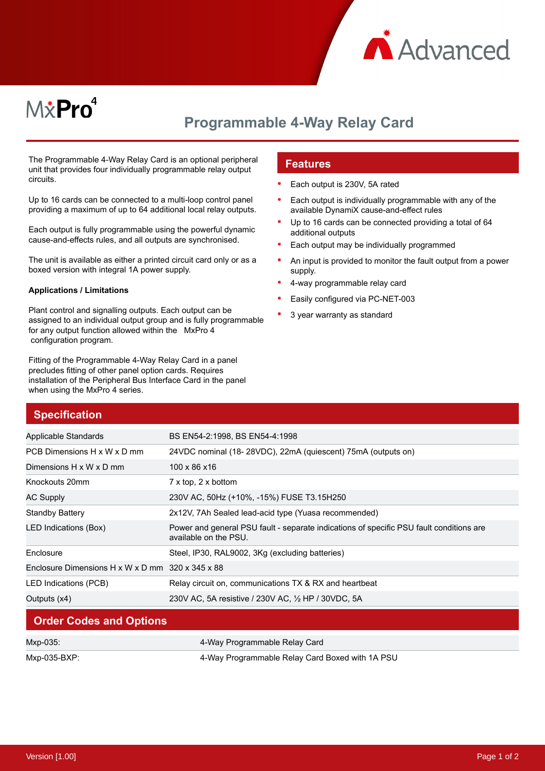MxPro 4

# Programmable 4-Way Relay Card

The Programmable 4-Way Relay Card is an optional peripheral unit that provides four individually programmable relay output circuits.

Up to 16 cards can be connected to a multi-loop control panel providing a maximum of up to 64 additional local relay outputs.

Each output is fully programmable using the powerful dynamic cause-and-effects rules, and all outputs are synchronised.

The unit is available as either a printed circuit card only or as a boxed version with integral 1A power supply.

**Applications / Limitations**

Plant control and signalling outputs. Each output can be assigned to an individual output group and is fully programmable for any output function allowed within the MxPro 4 configuration program.

Fitting of the Programmable 4-Way Relay Card in a panel precludes fitting of other panel option cards. Requires installation of the Peripheral Bus Interface Card in the panel when using the MxPro 4 series.

## Features

- Each output is 230V, 5A rated
- Each output is individually programmable with any of the available DynamiX cause-and-effect rules
- Up to 16 cards can be connected providing a total of 64 additional outputs
- Each output may be individually programmed
- An input is provided to monitor the fault output from a power supply.
- 4-way programmable relay card
- Easily configured via PC-NET-003
- 3 year warranty as standard

## Specification

| | |
|---|---|
| Applicable Standards | BS EN54-2:1998, BS EN54-4:1998 |
| PCB Dimensions H x W x D mm | 24VDC nominal (18- 28VDC), 22mA (quiescent) 75mA (outputs on) |
| Dimensions H x W x D mm | 100 x 86 x16 |
| Knockouts 20mm | 7 x top, 2 x bottom |
| AC Supply | 230V AC, 50Hz (+10%, -15%) FUSE T3.15H250 |
| Standby Battery | 2x12V, 7Ah Sealed lead-acid type (Yuasa recommended) |
| LED Indications (Box) | Power and general PSU fault - separate indications of specific PSU fault conditions are available on the PSU. |
| Enclosure | Steel, IP30, RAL9002, 3Kg (excluding batteries) |
| Enclosure Dimensions H x W x D mm | 320 x 345 x 88 |
| LED Indications (PCB) | Relay circuit on, communications TX & RX and heartbeat |
| Outputs (x4) | 230V AC, 5A resistive / 230V AC, ½ HP / 30VDC, 5A |

## Order Codes and Options

| | |
|---|---|
| Mxp-035: | 4-Way Programmable Relay Card |
| Mxp-035-BXP: | 4-Way Programmable Relay Card Boxed with 1A PSU |

Version [1.00]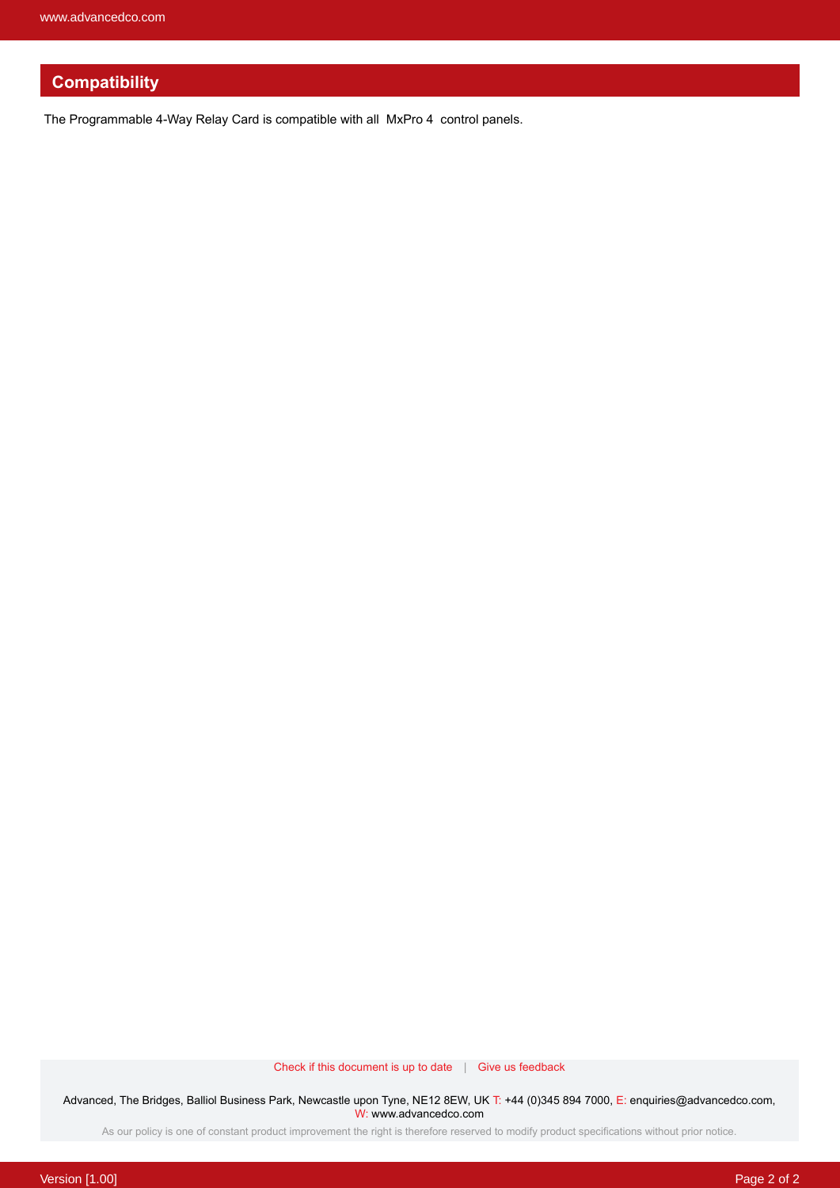## Compatibility

The Programmable 4-Way Relay Card is compatible with all MxPro 4 control panels.

Check if this document is up to date | Give us feedback

Advanced, The Bridges, Balliol Business Park, Newcastle upon Tyne, NE12 8EW, UK T: +44 (0)345 894 7000, E: enquiries@advancedco.com, W: www.advancedco.com

As our policy is one of constant product improvement the right is therefore reserved to modify product specifications without prior notice.

Version [1.00]